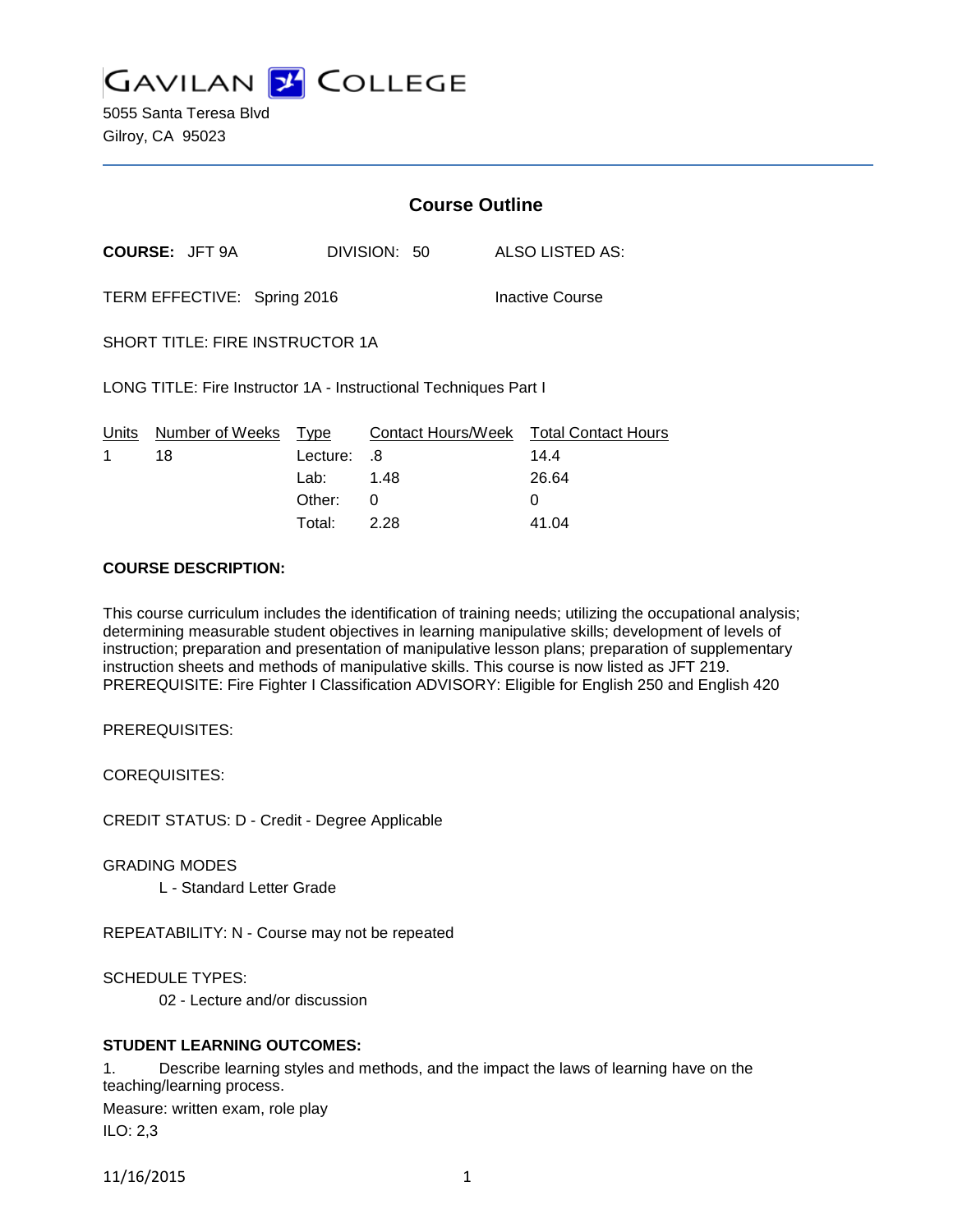# GAVILAN COLLEGE

5055 Santa Teresa Blvd
Gilroy, CA 95023

## Course Outline

**COURSE:** JFT 9A DIVISION: 50 ALSO LISTED AS:

TERM EFFECTIVE: Spring 2016 Inactive Course

SHORT TITLE: FIRE INSTRUCTOR 1A

LONG TITLE: Fire Instructor 1A - Instructional Techniques Part I

| Units | Number of Weeks | Type | Contact Hours/Week | Total Contact Hours |
|---|---|---|---|---|
| 1 | 18 | Lecture: | .8 | 14.4 |
| | | Lab: | 1.48 | 26.64 |
| | | Other: | 0 | 0 |
| | | Total: | 2.28 | 41.04 |

**COURSE DESCRIPTION:**

This course curriculum includes the identification of training needs; utilizing the occupational analysis; determining measurable student objectives in learning manipulative skills; development of levels of instruction; preparation and presentation of manipulative lesson plans; preparation of supplementary instruction sheets and methods of manipulative skills. This course is now listed as JFT 219. PREREQUISITE: Fire Fighter I Classification ADVISORY: Eligible for English 250 and English 420

PREREQUISITES:

COREQUISITES:

CREDIT STATUS: D - Credit - Degree Applicable

GRADING MODES

L - Standard Letter Grade

REPEATABILITY: N - Course may not be repeated

SCHEDULE TYPES:

02 - Lecture and/or discussion

**STUDENT LEARNING OUTCOMES:**

1. Describe learning styles and methods, and the impact the laws of learning have on the teaching/learning process.

Measure: written exam, role play

ILO: 2,3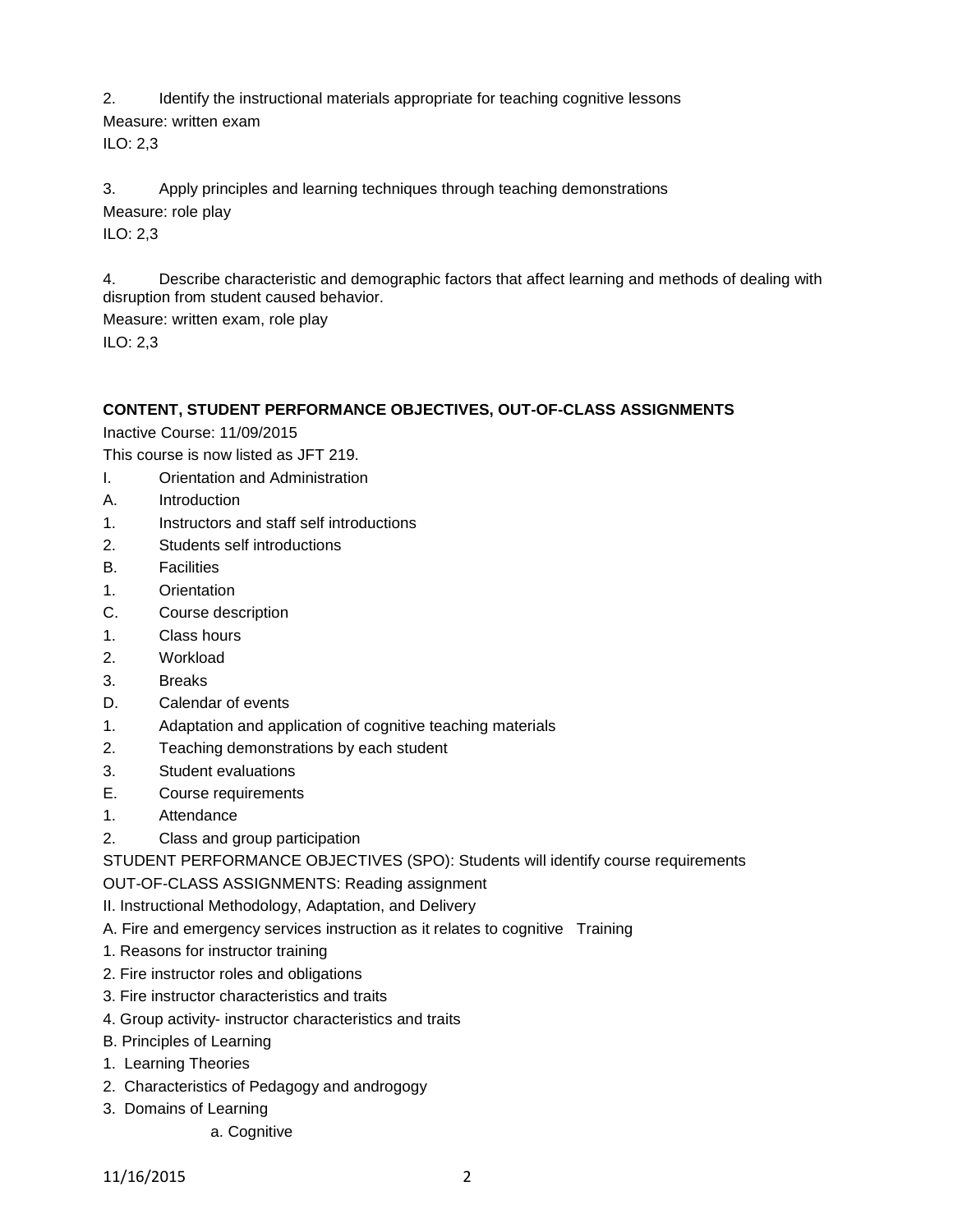2. Identify the instructional materials appropriate for teaching cognitive lessons

Measure: written exam

ILO: 2,3

3. Apply principles and learning techniques through teaching demonstrations

Measure: role play

ILO: 2,3

4. Describe characteristic and demographic factors that affect learning and methods of dealing with disruption from student caused behavior.

Measure: written exam, role play

ILO: 2,3

**CONTENT, STUDENT PERFORMANCE OBJECTIVES, OUT-OF-CLASS ASSIGNMENTS**

Inactive Course: 11/09/2015

This course is now listed as JFT 219.

I. Orientation and Administration

A. Introduction

1. Instructors and staff self introductions

2. Students self introductions

B. Facilities

1. Orientation

C. Course description

1. Class hours

2. Workload

3. Breaks

D. Calendar of events

1. Adaptation and application of cognitive teaching materials

2. Teaching demonstrations by each student

3. Student evaluations

E. Course requirements

1. Attendance

2. Class and group participation

STUDENT PERFORMANCE OBJECTIVES (SPO): Students will identify course requirements

OUT-OF-CLASS ASSIGNMENTS: Reading assignment

II. Instructional Methodology, Adaptation, and Delivery

A. Fire and emergency services instruction as it relates to cognitive Training

1. Reasons for instructor training

2. Fire instructor roles and obligations

3. Fire instructor characteristics and traits

4. Group activity- instructor characteristics and traits

B. Principles of Learning

1. Learning Theories

2. Characteristics of Pedagogy and androgogy

3. Domains of Learning

a. Cognitive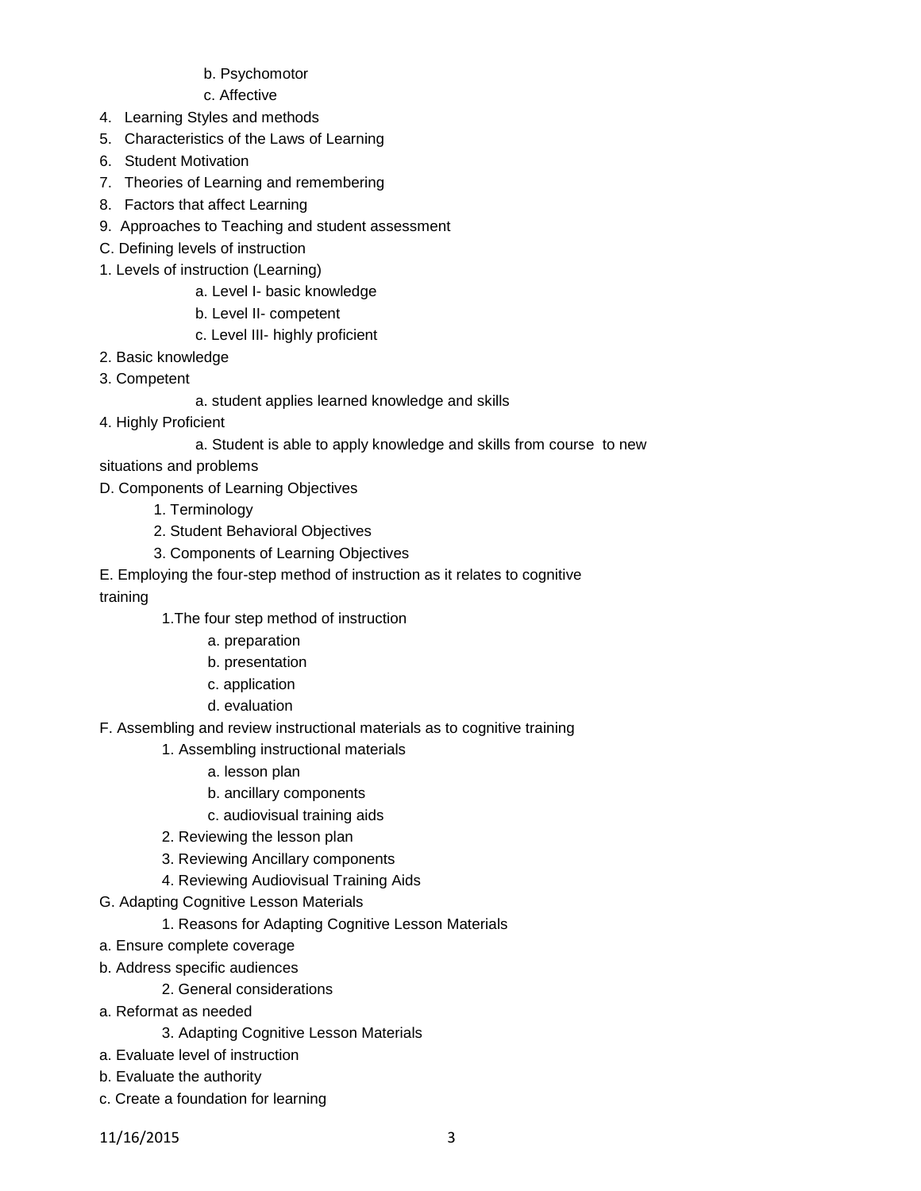b. Psychomotor

c. Affective

4. Learning Styles and methods
5. Characteristics of the Laws of Learning
6. Student Motivation
7. Theories of Learning and remembering
8. Factors that affect Learning
9. Approaches to Teaching and student assessment

C. Defining levels of instruction

1. Levels of instruction (Learning)
    - a. Level I- basic knowledge
    - b. Level II- competent
    - c. Level III- highly proficient
2. Basic knowledge
3. Competent
    - a. student applies learned knowledge and skills
4. Highly Proficient
    - a. Student is able to apply knowledge and skills from course to new situations and problems

D. Components of Learning Objectives

1. Terminology
2. Student Behavioral Objectives
3. Components of Learning Objectives

E. Employing the four-step method of instruction as it relates to cognitive training

1. The four step method of instruction
    - a. preparation
    - b. presentation
    - c. application
    - d. evaluation

F. Assembling and review instructional materials as to cognitive training

1. Assembling instructional materials
    - a. lesson plan
    - b. ancillary components
    - c. audiovisual training aids
2. Reviewing the lesson plan
3. Reviewing Ancillary components
4. Reviewing Audiovisual Training Aids

G. Adapting Cognitive Lesson Materials

1. Reasons for Adapting Cognitive Lesson Materials
    - a. Ensure complete coverage
    - b. Address specific audiences
2. General considerations
    - a. Reformat as needed
3. Adapting Cognitive Lesson Materials
    - a. Evaluate level of instruction
    - b. Evaluate the authority
    - c. Create a foundation for learning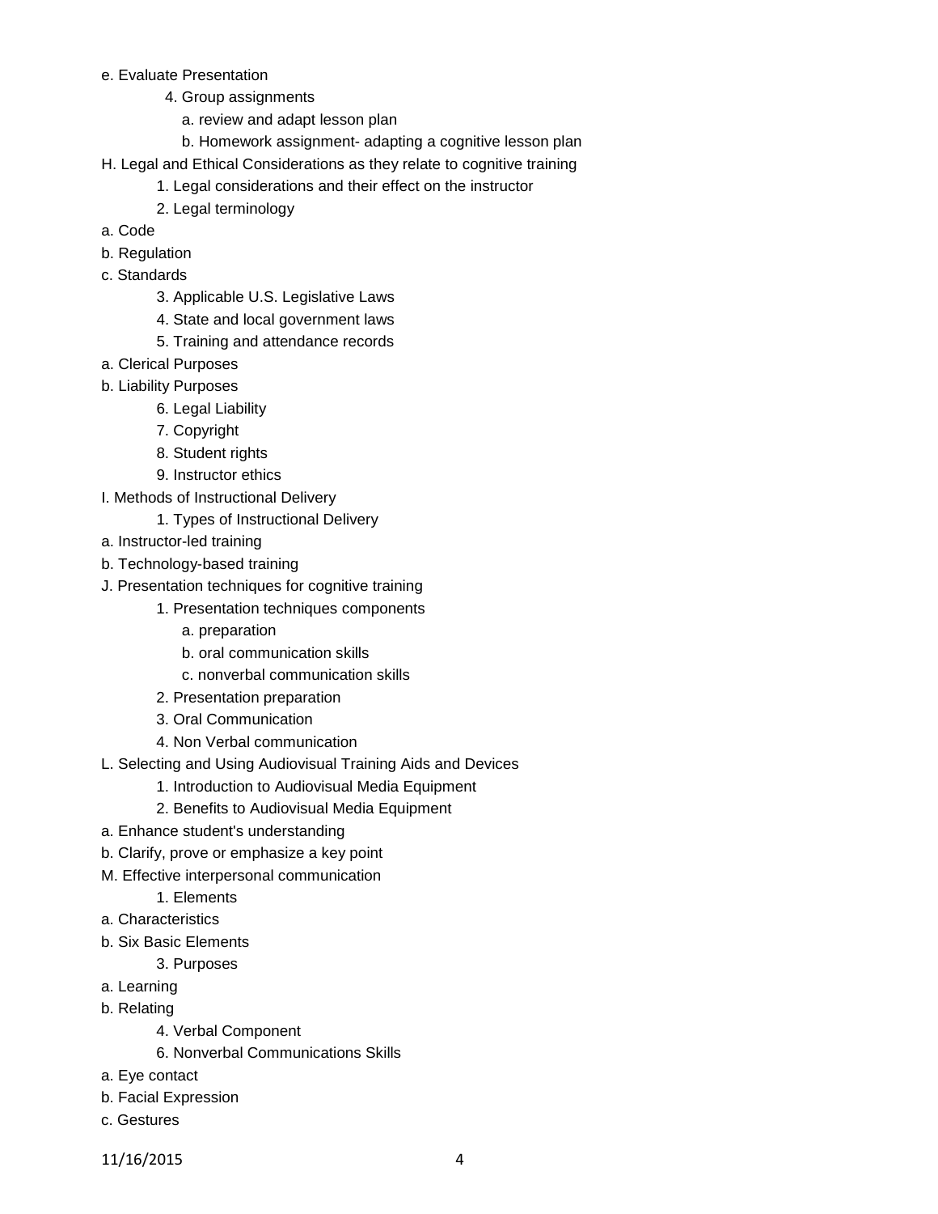e. Evaluate Presentation

4. Group assignments

a. review and adapt lesson plan

b. Homework assignment- adapting a cognitive lesson plan

H. Legal and Ethical Considerations as they relate to cognitive training

1. Legal considerations and their effect on the instructor

2. Legal terminology

a. Code

b. Regulation

c. Standards

3. Applicable U.S. Legislative Laws

4. State and local government laws

5. Training and attendance records

a. Clerical Purposes

b. Liability Purposes

6. Legal Liability

7. Copyright

8. Student rights

9. Instructor ethics

I. Methods of Instructional Delivery

1. Types of Instructional Delivery

a. Instructor-led training

b. Technology-based training

J. Presentation techniques for cognitive training

1. Presentation techniques components

a. preparation

b. oral communication skills

c. nonverbal communication skills

2. Presentation preparation

3. Oral Communication

4. Non Verbal communication

L. Selecting and Using Audiovisual Training Aids and Devices

1. Introduction to Audiovisual Media Equipment

2. Benefits to Audiovisual Media Equipment

a. Enhance student's understanding

b. Clarify, prove or emphasize a key point

M. Effective interpersonal communication

1. Elements

a. Characteristics

b. Six Basic Elements

3. Purposes

a. Learning

b. Relating

4. Verbal Component

6. Nonverbal Communications Skills

a. Eye contact

b. Facial Expression

c. Gestures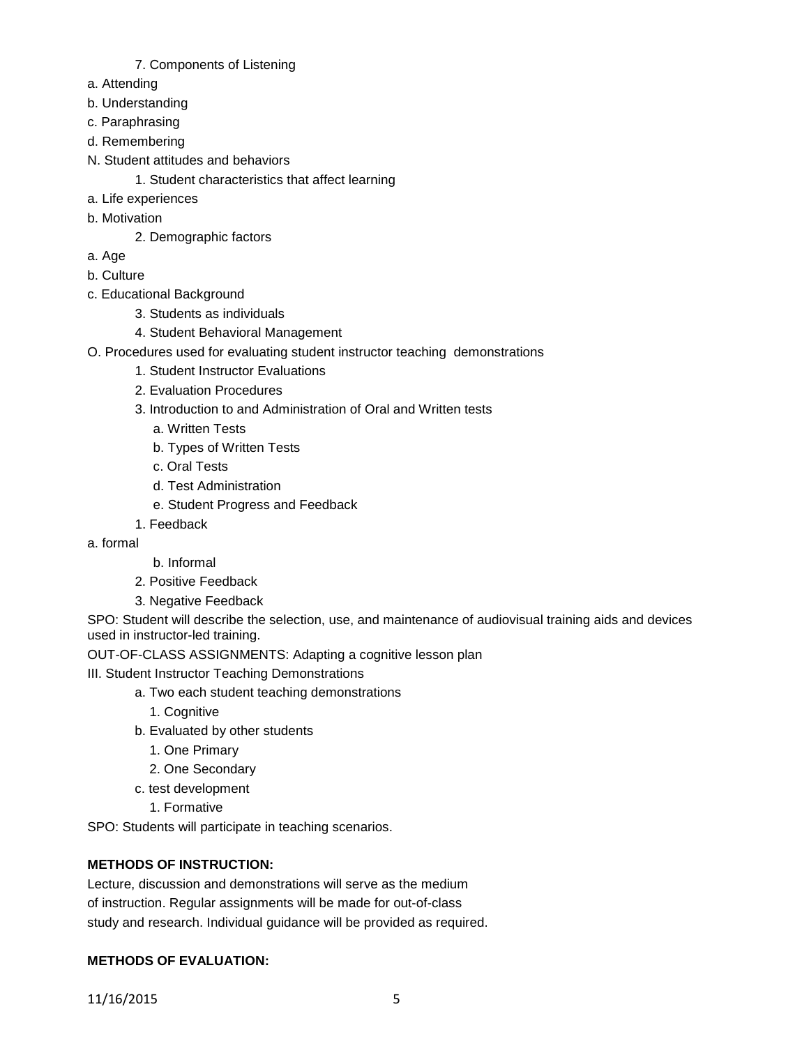7. Components of Listening

a. Attending

b. Understanding

c. Paraphrasing

d. Remembering

N. Student attitudes and behaviors

1. Student characteristics that affect learning

a. Life experiences

b. Motivation

2. Demographic factors

a. Age

b. Culture

c. Educational Background

3. Students as individuals

4. Student Behavioral Management

O. Procedures used for evaluating student instructor teaching demonstrations

1. Student Instructor Evaluations

2. Evaluation Procedures

3. Introduction to and Administration of Oral and Written tests

a. Written Tests

b. Types of Written Tests

c. Oral Tests

d. Test Administration

e. Student Progress and Feedback

1. Feedback

a. formal

b. Informal

2. Positive Feedback

3. Negative Feedback

SPO: Student will describe the selection, use, and maintenance of audiovisual training aids and devices used in instructor-led training.

OUT-OF-CLASS ASSIGNMENTS: Adapting a cognitive lesson plan

III. Student Instructor Teaching Demonstrations

a. Two each student teaching demonstrations

1. Cognitive

b. Evaluated by other students

1. One Primary

2. One Secondary

c. test development

1. Formative

SPO: Students will participate in teaching scenarios.

**METHODS OF INSTRUCTION:**

Lecture, discussion and demonstrations will serve as the medium of instruction. Regular assignments will be made for out-of-class study and research. Individual guidance will be provided as required.

**METHODS OF EVALUATION:**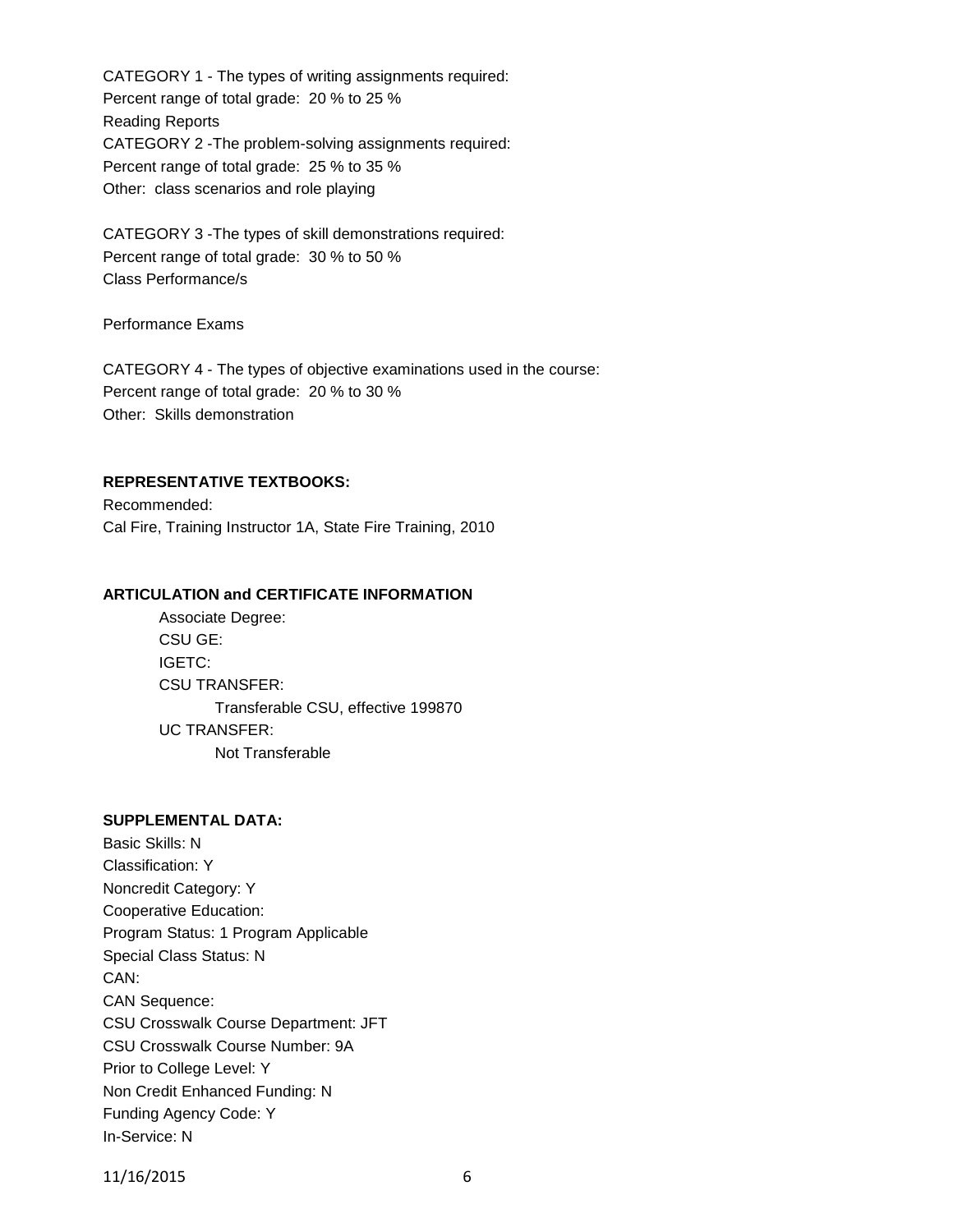CATEGORY 1 - The types of writing assignments required:
Percent range of total grade: 20 % to 25 %
Reading Reports
CATEGORY 2 -The problem-solving assignments required:
Percent range of total grade: 25 % to 35 %
Other: class scenarios and role playing

CATEGORY 3 -The types of skill demonstrations required:
Percent range of total grade: 30 % to 50 %
Class Performance/s

Performance Exams

CATEGORY 4 - The types of objective examinations used in the course:
Percent range of total grade: 20 % to 30 %
Other: Skills demonstration

**REPRESENTATIVE TEXTBOOKS:**

Recommended:
Cal Fire, Training Instructor 1A, State Fire Training, 2010

**ARTICULATION and CERTIFICATE INFORMATION**

Associate Degree:
CSU GE:
IGETC:
CSU TRANSFER:
Transferable CSU, effective 199870
UC TRANSFER:
Not Transferable

**SUPPLEMENTAL DATA:**

Basic Skills: N
Classification: Y
Noncredit Category: Y
Cooperative Education:
Program Status: 1 Program Applicable
Special Class Status: N
CAN:
CAN Sequence:
CSU Crosswalk Course Department: JFT
CSU Crosswalk Course Number: 9A
Prior to College Level: Y
Non Credit Enhanced Funding: N
Funding Agency Code: Y
In-Service: N

11/16/2015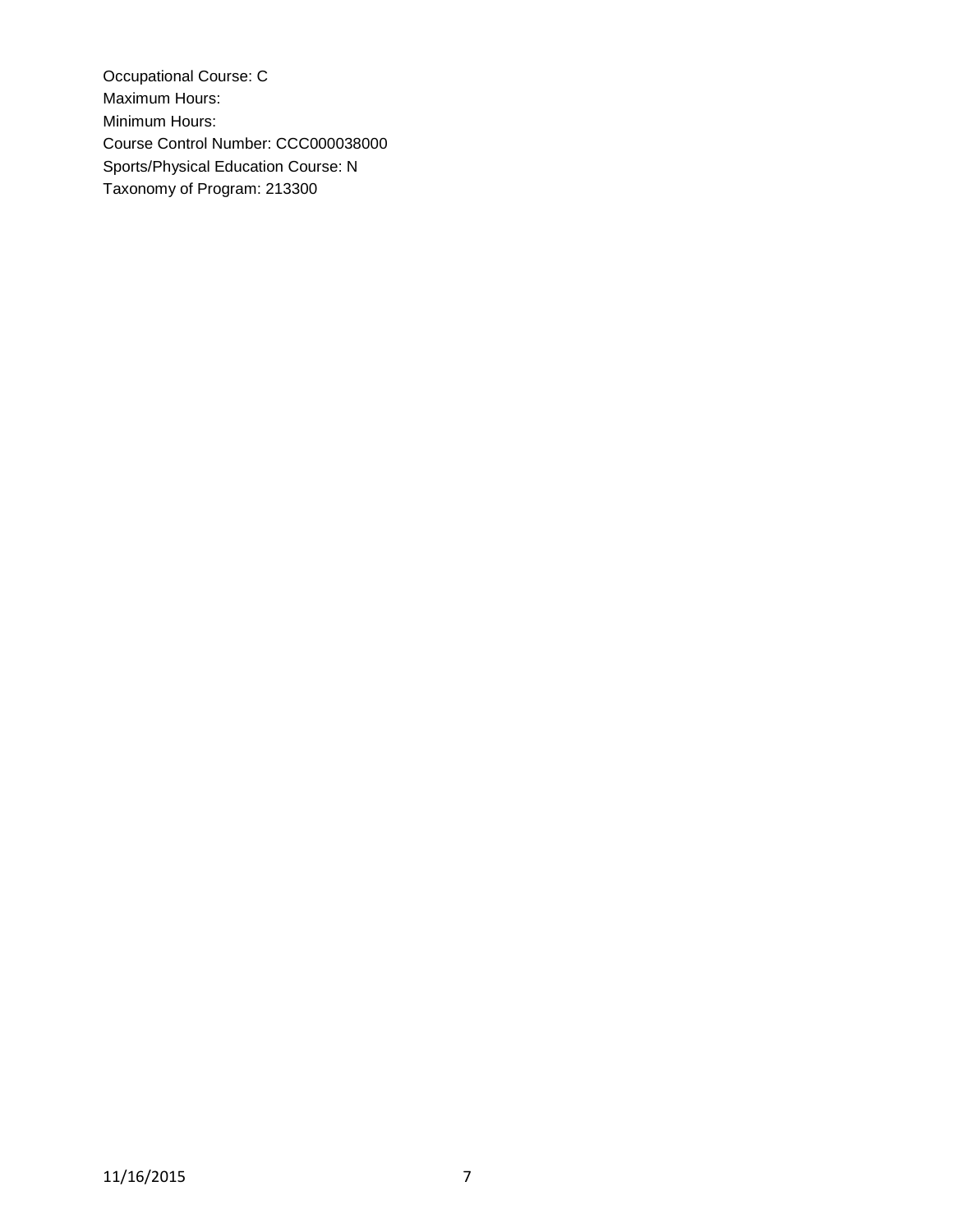Occupational Course: C
Maximum Hours:
Minimum Hours:
Course Control Number: CCC000038000
Sports/Physical Education Course: N
Taxonomy of Program: 213300